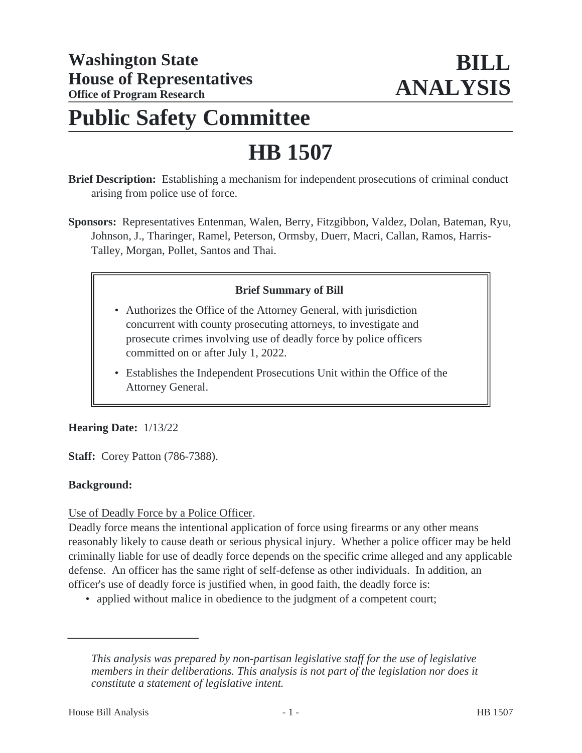# Washington State House of Representatives

**Office of Program Research**

# BILL ANALYSIS

# Public Safety Committee

# HB 1507

**Brief Description:** Establishing a mechanism for independent prosecutions of criminal conduct arising from police use of force.

**Sponsors:** Representatives Entenman, Walen, Berry, Fitzgibbon, Valdez, Dolan, Bateman, Ryu, Johnson, J., Tharinger, Ramel, Peterson, Ormsby, Duerr, Macri, Callan, Ramos, Harris-Talley, Morgan, Pollet, Santos and Thai.

**Brief Summary of Bill**

- Authorizes the Office of the Attorney General, with jurisdiction concurrent with county prosecuting attorneys, to investigate and prosecute crimes involving use of deadly force by police officers committed on or after July 1, 2022.
- Establishes the Independent Prosecutions Unit within the Office of the Attorney General.

**Hearing Date:** 1/13/22

**Staff:** Corey Patton (786-7388).

**Background:**

Use of Deadly Force by a Police Officer.

Deadly force means the intentional application of force using firearms or any other means reasonably likely to cause death or serious physical injury. Whether a police officer may be held criminally liable for use of deadly force depends on the specific crime alleged and any applicable defense. An officer has the same right of self-defense as other individuals. In addition, an officer's use of deadly force is justified when, in good faith, the deadly force is:

- applied without malice in obedience to the judgment of a competent court;

*This analysis was prepared by non-partisan legislative staff for the use of legislative members in their deliberations. This analysis is not part of the legislation nor does it constitute a statement of legislative intent.*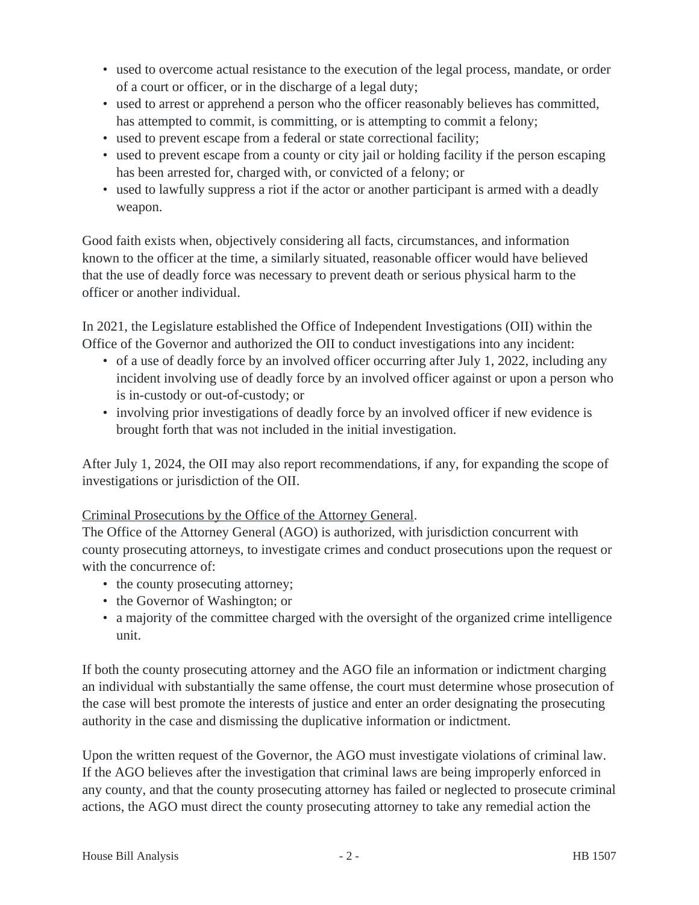- used to overcome actual resistance to the execution of the legal process, mandate, or order of a court or officer, or in the discharge of a legal duty;
- used to arrest or apprehend a person who the officer reasonably believes has committed, has attempted to commit, is committing, or is attempting to commit a felony;
- used to prevent escape from a federal or state correctional facility;
- used to prevent escape from a county or city jail or holding facility if the person escaping has been arrested for, charged with, or convicted of a felony; or
- used to lawfully suppress a riot if the actor or another participant is armed with a deadly weapon.

Good faith exists when, objectively considering all facts, circumstances, and information known to the officer at the time, a similarly situated, reasonable officer would have believed that the use of deadly force was necessary to prevent death or serious physical harm to the officer or another individual.

In 2021, the Legislature established the Office of Independent Investigations (OII) within the Office of the Governor and authorized the OII to conduct investigations into any incident:

- of a use of deadly force by an involved officer occurring after July 1, 2022, including any incident involving use of deadly force by an involved officer against or upon a person who is in-custody or out-of-custody; or
- involving prior investigations of deadly force by an involved officer if new evidence is brought forth that was not included in the initial investigation.

After July 1, 2024, the OII may also report recommendations, if any, for expanding the scope of investigations or jurisdiction of the OII.

<u>Criminal Prosecutions by the Office of the Attorney General</u>.

The Office of the Attorney General (AGO) is authorized, with jurisdiction concurrent with county prosecuting attorneys, to investigate crimes and conduct prosecutions upon the request or with the concurrence of:

- the county prosecuting attorney;
- the Governor of Washington; or
- a majority of the committee charged with the oversight of the organized crime intelligence unit.

If both the county prosecuting attorney and the AGO file an information or indictment charging an individual with substantially the same offense, the court must determine whose prosecution of the case will best promote the interests of justice and enter an order designating the prosecuting authority in the case and dismissing the duplicative information or indictment.

Upon the written request of the Governor, the AGO must investigate violations of criminal law. If the AGO believes after the investigation that criminal laws are being improperly enforced in any county, and that the county prosecuting attorney has failed or neglected to prosecute criminal actions, the AGO must direct the county prosecuting attorney to take any remedial action the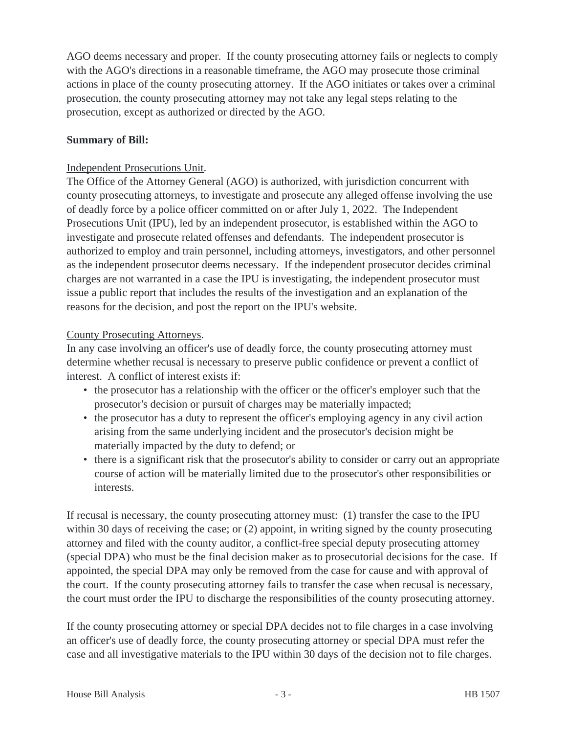AGO deems necessary and proper. If the county prosecuting attorney fails or neglects to comply with the AGO's directions in a reasonable timeframe, the AGO may prosecute those criminal actions in place of the county prosecuting attorney. If the AGO initiates or takes over a criminal prosecution, the county prosecuting attorney may not take any legal steps relating to the prosecution, except as authorized or directed by the AGO.

**Summary of Bill:**

Independent Prosecutions Unit.

The Office of the Attorney General (AGO) is authorized, with jurisdiction concurrent with county prosecuting attorneys, to investigate and prosecute any alleged offense involving the use of deadly force by a police officer committed on or after July 1, 2022. The Independent Prosecutions Unit (IPU), led by an independent prosecutor, is established within the AGO to investigate and prosecute related offenses and defendants. The independent prosecutor is authorized to employ and train personnel, including attorneys, investigators, and other personnel as the independent prosecutor deems necessary. If the independent prosecutor decides criminal charges are not warranted in a case the IPU is investigating, the independent prosecutor must issue a public report that includes the results of the investigation and an explanation of the reasons for the decision, and post the report on the IPU's website.

County Prosecuting Attorneys.

In any case involving an officer's use of deadly force, the county prosecuting attorney must determine whether recusal is necessary to preserve public confidence or prevent a conflict of interest. A conflict of interest exists if:

- the prosecutor has a relationship with the officer or the officer's employer such that the prosecutor's decision or pursuit of charges may be materially impacted;
- the prosecutor has a duty to represent the officer's employing agency in any civil action arising from the same underlying incident and the prosecutor's decision might be materially impacted by the duty to defend; or
- there is a significant risk that the prosecutor's ability to consider or carry out an appropriate course of action will be materially limited due to the prosecutor's other responsibilities or interests.

If recusal is necessary, the county prosecuting attorney must: (1) transfer the case to the IPU within 30 days of receiving the case; or (2) appoint, in writing signed by the county prosecuting attorney and filed with the county auditor, a conflict-free special deputy prosecuting attorney (special DPA) who must be the final decision maker as to prosecutorial decisions for the case. If appointed, the special DPA may only be removed from the case for cause and with approval of the court. If the county prosecuting attorney fails to transfer the case when recusal is necessary, the court must order the IPU to discharge the responsibilities of the county prosecuting attorney.

If the county prosecuting attorney or special DPA decides not to file charges in a case involving an officer's use of deadly force, the county prosecuting attorney or special DPA must refer the case and all investigative materials to the IPU within 30 days of the decision not to file charges.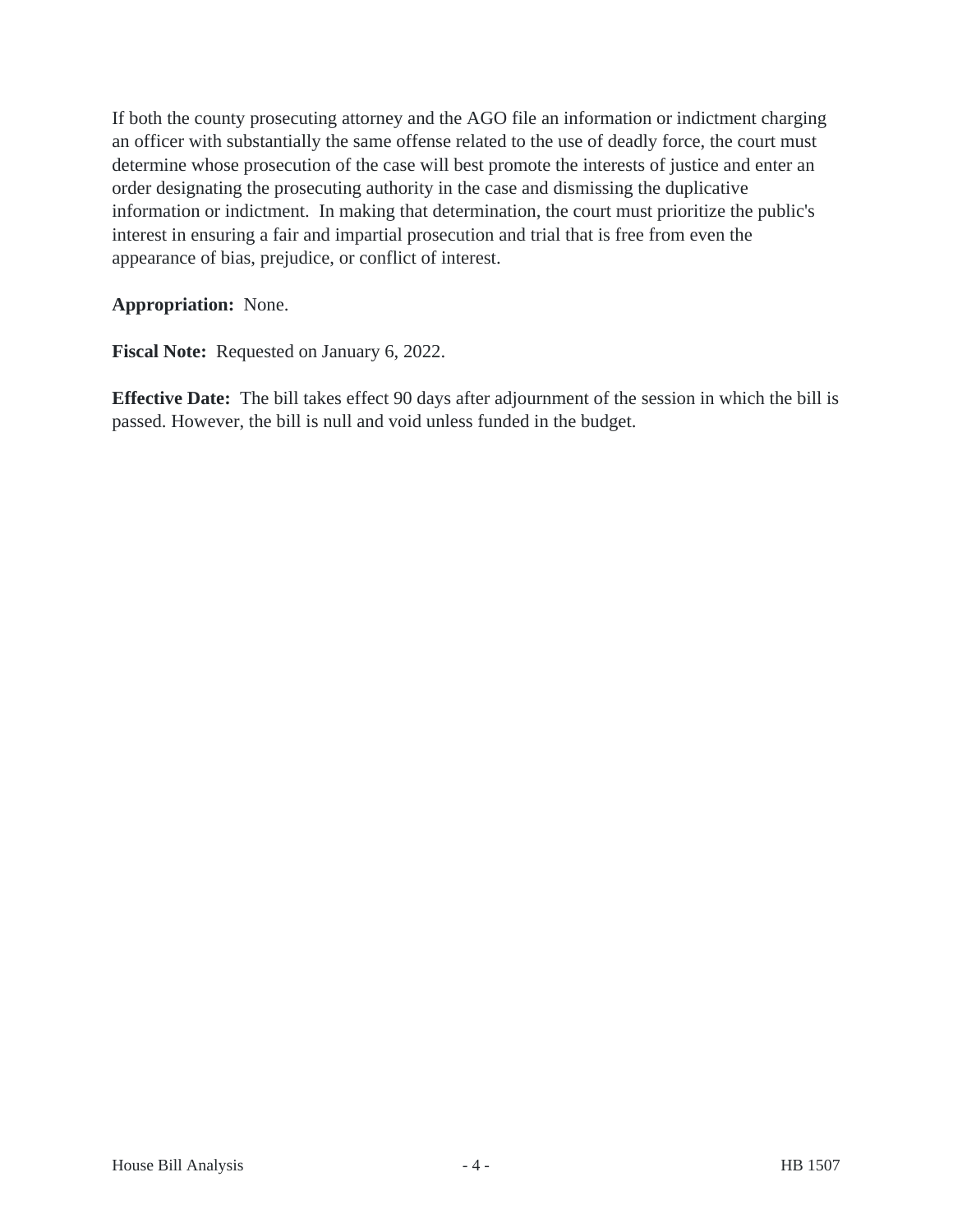If both the county prosecuting attorney and the AGO file an information or indictment charging an officer with substantially the same offense related to the use of deadly force, the court must determine whose prosecution of the case will best promote the interests of justice and enter an order designating the prosecuting authority in the case and dismissing the duplicative information or indictment. In making that determination, the court must prioritize the public's interest in ensuring a fair and impartial prosecution and trial that is free from even the appearance of bias, prejudice, or conflict of interest.

**Appropriation:** None.

**Fiscal Note:** Requested on January 6, 2022.

**Effective Date:** The bill takes effect 90 days after adjournment of the session in which the bill is passed. However, the bill is null and void unless funded in the budget.